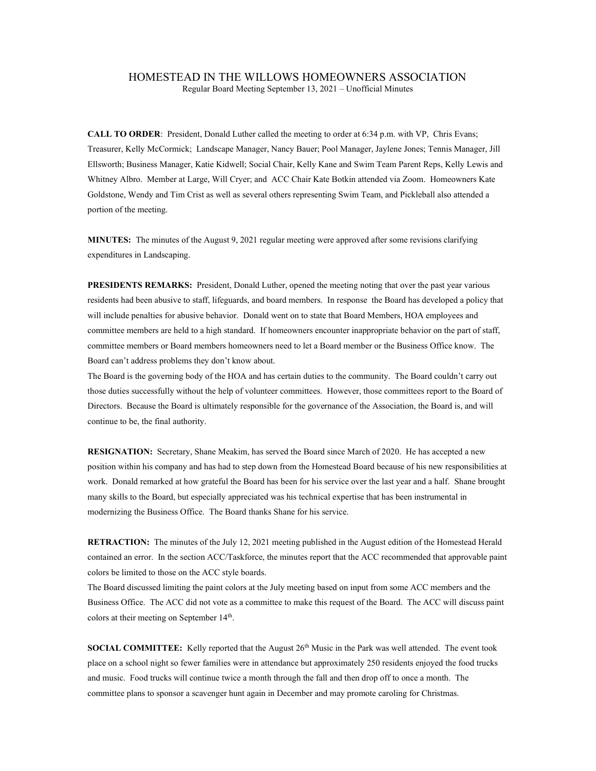# HOMESTEAD IN THE WILLOWS HOMEOWNERS ASSOCIATION

Regular Board Meeting September 13, 2021 – Unofficial Minutes

**CALL TO ORDER**: President, Donald Luther called the meeting to order at 6:34 p.m. with VP, Chris Evans; Treasurer, Kelly McCormick; Landscape Manager, Nancy Bauer; Pool Manager, Jaylene Jones; Tennis Manager, Jill Ellsworth; Business Manager, Katie Kidwell; Social Chair, Kelly Kane and Swim Team Parent Reps, Kelly Lewis and Whitney Albro. Member at Large, Will Cryer; and ACC Chair Kate Botkin attended via Zoom. Homeowners Kate Goldstone, Wendy and Tim Crist as well as several others representing Swim Team, and Pickleball also attended a portion of the meeting.

**MINUTES:** The minutes of the August 9, 2021 regular meeting were approved after some revisions clarifying expenditures in Landscaping.

**PRESIDENTS REMARKS:** President, Donald Luther, opened the meeting noting that over the past year various residents had been abusive to staff, lifeguards, and board members. In response the Board has developed a policy that will include penalties for abusive behavior. Donald went on to state that Board Members, HOA employees and committee members are held to a high standard. If homeowners encounter inappropriate behavior on the part of staff, committee members or Board members homeowners need to let a Board member or the Business Office know. The Board can't address problems they don't know about.

The Board is the governing body of the HOA and has certain duties to the community. The Board couldn't carry out those duties successfully without the help of volunteer committees. However, those committees report to the Board of Directors. Because the Board is ultimately responsible for the governance of the Association, the Board is, and will continue to be, the final authority.

**RESIGNATION:** Secretary, Shane Meakim, has served the Board since March of 2020. He has accepted a new position within his company and has had to step down from the Homestead Board because of his new responsibilities at work. Donald remarked at how grateful the Board has been for his service over the last year and a half. Shane brought many skills to the Board, but especially appreciated was his technical expertise that has been instrumental in modernizing the Business Office. The Board thanks Shane for his service.

**RETRACTION:** The minutes of the July 12, 2021 meeting published in the August edition of the Homestead Herald contained an error. In the section ACC/Taskforce, the minutes report that the ACC recommended that approvable paint colors be limited to those on the ACC style boards.

The Board discussed limiting the paint colors at the July meeting based on input from some ACC members and the Business Office. The ACC did not vote as a committee to make this request of the Board. The ACC will discuss paint colors at their meeting on September 14th.

**SOCIAL COMMITTEE:** Kelly reported that the August 26th Music in the Park was well attended. The event took place on a school night so fewer families were in attendance but approximately 250 residents enjoyed the food trucks and music. Food trucks will continue twice a month through the fall and then drop off to once a month. The committee plans to sponsor a scavenger hunt again in December and may promote caroling for Christmas.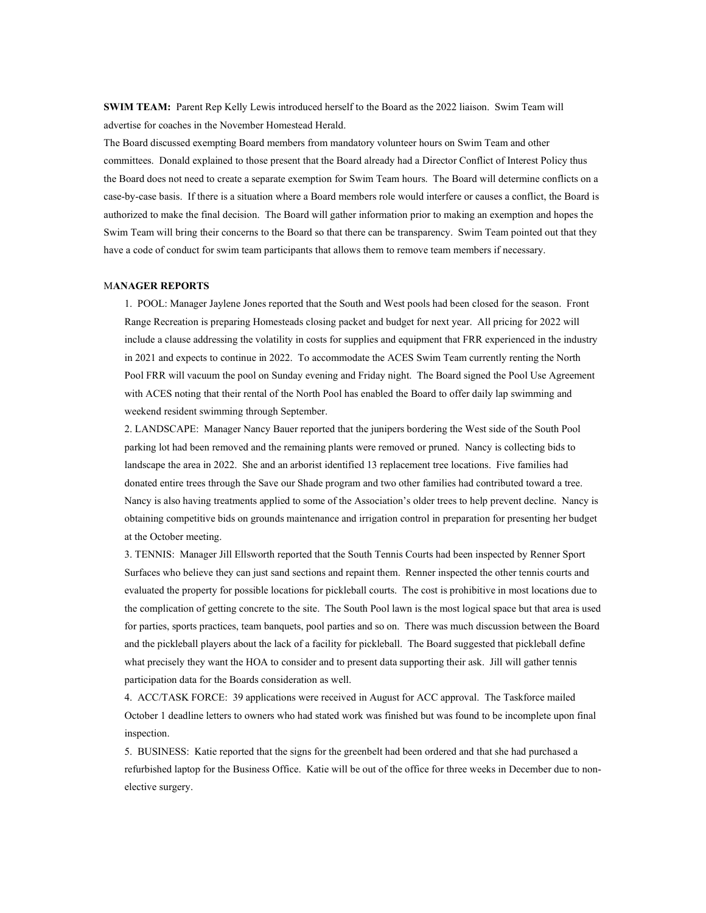**SWIM TEAM:** Parent Rep Kelly Lewis introduced herself to the Board as the 2022 liaison. Swim Team will advertise for coaches in the November Homestead Herald.

The Board discussed exempting Board members from mandatory volunteer hours on Swim Team and other committees. Donald explained to those present that the Board already had a Director Conflict of Interest Policy thus the Board does not need to create a separate exemption for Swim Team hours. The Board will determine conflicts on a case-by-case basis. If there is a situation where a Board members role would interfere or causes a conflict, the Board is authorized to make the final decision. The Board will gather information prior to making an exemption and hopes the Swim Team will bring their concerns to the Board so that there can be transparency. Swim Team pointed out that they have a code of conduct for swim team participants that allows them to remove team members if necessary.

**MANAGER REPORTS**

1. POOL: Manager Jaylene Jones reported that the South and West pools had been closed for the season. Front Range Recreation is preparing Homesteads closing packet and budget for next year. All pricing for 2022 will include a clause addressing the volatility in costs for supplies and equipment that FRR experienced in the industry in 2021 and expects to continue in 2022. To accommodate the ACES Swim Team currently renting the North Pool FRR will vacuum the pool on Sunday evening and Friday night. The Board signed the Pool Use Agreement with ACES noting that their rental of the North Pool has enabled the Board to offer daily lap swimming and weekend resident swimming through September.
2. LANDSCAPE: Manager Nancy Bauer reported that the junipers bordering the West side of the South Pool parking lot had been removed and the remaining plants were removed or pruned. Nancy is collecting bids to landscape the area in 2022. She and an arborist identified 13 replacement tree locations. Five families had donated entire trees through the Save our Shade program and two other families had contributed toward a tree. Nancy is also having treatments applied to some of the Association's older trees to help prevent decline. Nancy is obtaining competitive bids on grounds maintenance and irrigation control in preparation for presenting her budget at the October meeting.
3. TENNIS: Manager Jill Ellsworth reported that the South Tennis Courts had been inspected by Renner Sport Surfaces who believe they can just sand sections and repaint them. Renner inspected the other tennis courts and evaluated the property for possible locations for pickleball courts. The cost is prohibitive in most locations due to the complication of getting concrete to the site. The South Pool lawn is the most logical space but that area is used for parties, sports practices, team banquets, pool parties and so on. There was much discussion between the Board and the pickleball players about the lack of a facility for pickleball. The Board suggested that pickleball define what precisely they want the HOA to consider and to present data supporting their ask. Jill will gather tennis participation data for the Boards consideration as well.
4. ACC/TASK FORCE: 39 applications were received in August for ACC approval. The Taskforce mailed October 1 deadline letters to owners who had stated work was finished but was found to be incomplete upon final inspection.
5. BUSINESS: Katie reported that the signs for the greenbelt had been ordered and that she had purchased a refurbished laptop for the Business Office. Katie will be out of the office for three weeks in December due to non-elective surgery.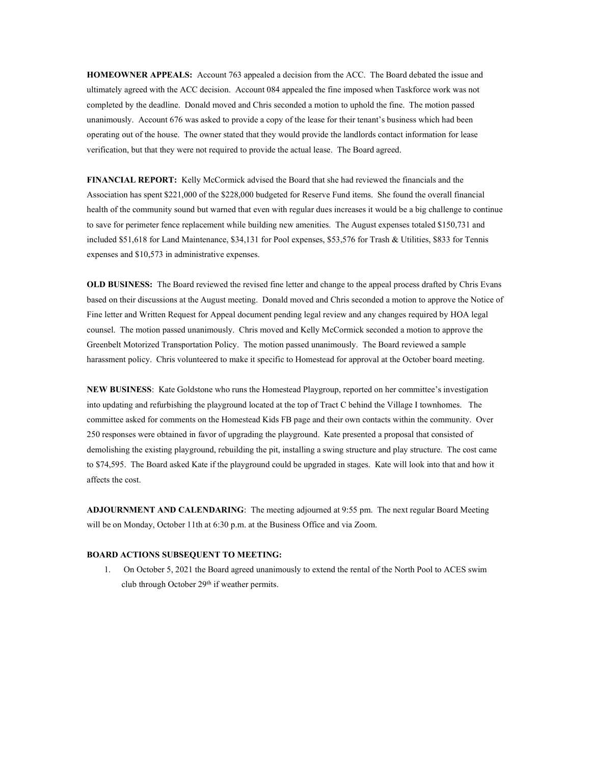**HOMEOWNER APPEALS:** Account 763 appealed a decision from the ACC. The Board debated the issue and ultimately agreed with the ACC decision. Account 084 appealed the fine imposed when Taskforce work was not completed by the deadline. Donald moved and Chris seconded a motion to uphold the fine. The motion passed unanimously. Account 676 was asked to provide a copy of the lease for their tenant's business which had been operating out of the house. The owner stated that they would provide the landlords contact information for lease verification, but that they were not required to provide the actual lease. The Board agreed.

**FINANCIAL REPORT:** Kelly McCormick advised the Board that she had reviewed the financials and the Association has spent $221,000 of the $228,000 budgeted for Reserve Fund items. She found the overall financial health of the community sound but warned that even with regular dues increases it would be a big challenge to continue to save for perimeter fence replacement while building new amenities. The August expenses totaled $150,731 and included $51,618 for Land Maintenance, $34,131 for Pool expenses, $53,576 for Trash & Utilities, $833 for Tennis expenses and $10,573 in administrative expenses.

**OLD BUSINESS:** The Board reviewed the revised fine letter and change to the appeal process drafted by Chris Evans based on their discussions at the August meeting. Donald moved and Chris seconded a motion to approve the Notice of Fine letter and Written Request for Appeal document pending legal review and any changes required by HOA legal counsel. The motion passed unanimously. Chris moved and Kelly McCormick seconded a motion to approve the Greenbelt Motorized Transportation Policy. The motion passed unanimously. The Board reviewed a sample harassment policy. Chris volunteered to make it specific to Homestead for approval at the October board meeting.

**NEW BUSINESS**: Kate Goldstone who runs the Homestead Playgroup, reported on her committee's investigation into updating and refurbishing the playground located at the top of Tract C behind the Village I townhomes. The committee asked for comments on the Homestead Kids FB page and their own contacts within the community. Over 250 responses were obtained in favor of upgrading the playground. Kate presented a proposal that consisted of demolishing the existing playground, rebuilding the pit, installing a swing structure and play structure. The cost came to $74,595. The Board asked Kate if the playground could be upgraded in stages. Kate will look into that and how it affects the cost.

**ADJOURNMENT AND CALENDARING**: The meeting adjourned at 9:55 pm. The next regular Board Meeting will be on Monday, October 11th at 6:30 p.m. at the Business Office and via Zoom.

**BOARD ACTIONS SUBSEQUENT TO MEETING:**

1. On October 5, 2021 the Board agreed unanimously to extend the rental of the North Pool to ACES swim club through October 29th if weather permits.